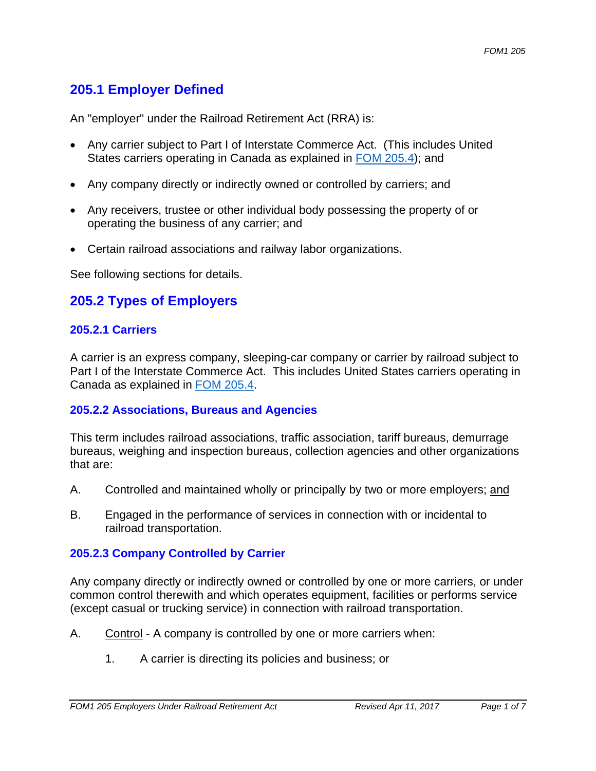## 205.1 Employer Defined

An "employer" under the Railroad Retirement Act (RRA) is:

- Any carrier subject to Part I of Interstate Commerce Act. (This includes United States carriers operating in Canada as explained in FOM 205.4); and
- Any company directly or indirectly owned or controlled by carriers; and
- Any receivers, trustee or other individual body possessing the property of or operating the business of any carrier; and
- Certain railroad associations and railway labor organizations.

See following sections for details.

## 205.2 Types of Employers

### 205.2.1 Carriers

A carrier is an express company, sleeping-car company or carrier by railroad subject to Part I of the Interstate Commerce Act. This includes United States carriers operating in Canada as explained in FOM 205.4.

### 205.2.2 Associations, Bureaus and Agencies

This term includes railroad associations, traffic association, tariff bureaus, demurrage bureaus, weighing and inspection bureaus, collection agencies and other organizations that are:

A. Controlled and maintained wholly or principally by two or more employers; and

B. Engaged in the performance of services in connection with or incidental to railroad transportation.

### 205.2.3 Company Controlled by Carrier

Any company directly or indirectly owned or controlled by one or more carriers, or under common control therewith and which operates equipment, facilities or performs service (except casual or trucking service) in connection with railroad transportation.

A. Control - A company is controlled by one or more carriers when:

   1. A carrier is directing its policies and business; or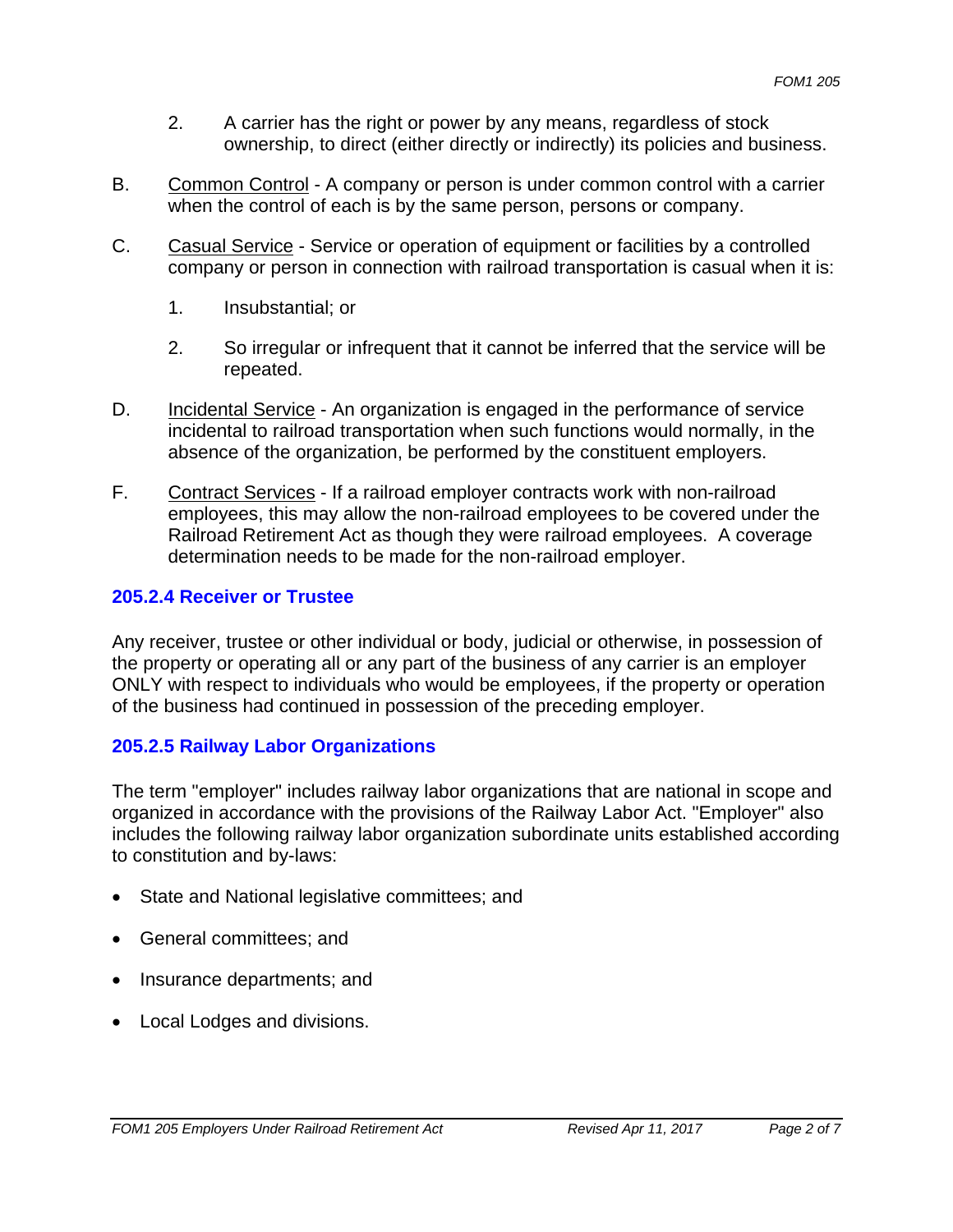2. A carrier has the right or power by any means, regardless of stock ownership, to direct (either directly or indirectly) its policies and business.

B. Common Control - A company or person is under common control with a carrier when the control of each is by the same person, persons or company.

C. Casual Service - Service or operation of equipment or facilities by a controlled company or person in connection with railroad transportation is casual when it is:

1. Insubstantial; or

2. So irregular or infrequent that it cannot be inferred that the service will be repeated.

D. Incidental Service - An organization is engaged in the performance of service incidental to railroad transportation when such functions would normally, in the absence of the organization, be performed by the constituent employers.

F. Contract Services - If a railroad employer contracts work with non-railroad employees, this may allow the non-railroad employees to be covered under the Railroad Retirement Act as though they were railroad employees. A coverage determination needs to be made for the non-railroad employer.

### 205.2.4 Receiver or Trustee

Any receiver, trustee or other individual or body, judicial or otherwise, in possession of the property or operating all or any part of the business of any carrier is an employer ONLY with respect to individuals who would be employees, if the property or operation of the business had continued in possession of the preceding employer.

### 205.2.5 Railway Labor Organizations

The term "employer" includes railway labor organizations that are national in scope and organized in accordance with the provisions of the Railway Labor Act. "Employer" also includes the following railway labor organization subordinate units established according to constitution and by-laws:

- State and National legislative committees; and
- General committees; and
- Insurance departments; and
- Local Lodges and divisions.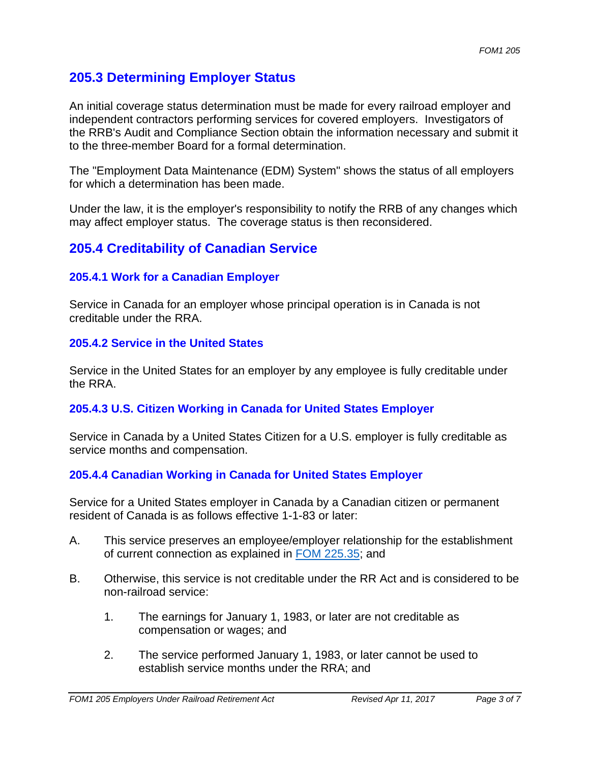## 205.3 Determining Employer Status

An initial coverage status determination must be made for every railroad employer and independent contractors performing services for covered employers. Investigators of the RRB's Audit and Compliance Section obtain the information necessary and submit it to the three-member Board for a formal determination.

The "Employment Data Maintenance (EDM) System" shows the status of all employers for which a determination has been made.

Under the law, it is the employer's responsibility to notify the RRB of any changes which may affect employer status. The coverage status is then reconsidered.

## 205.4 Creditability of Canadian Service

### 205.4.1 Work for a Canadian Employer

Service in Canada for an employer whose principal operation is in Canada is not creditable under the RRA.

### 205.4.2 Service in the United States

Service in the United States for an employer by any employee is fully creditable under the RRA.

### 205.4.3 U.S. Citizen Working in Canada for United States Employer

Service in Canada by a United States Citizen for a U.S. employer is fully creditable as service months and compensation.

### 205.4.4 Canadian Working in Canada for United States Employer

Service for a United States employer in Canada by a Canadian citizen or permanent resident of Canada is as follows effective 1-1-83 or later:

A. This service preserves an employee/employer relationship for the establishment of current connection as explained in [FOM 225.35]; and

B. Otherwise, this service is not creditable under the RR Act and is considered to be non-railroad service:

   1. The earnings for January 1, 1983, or later are not creditable as compensation or wages; and

   2. The service performed January 1, 1983, or later cannot be used to establish service months under the RRA; and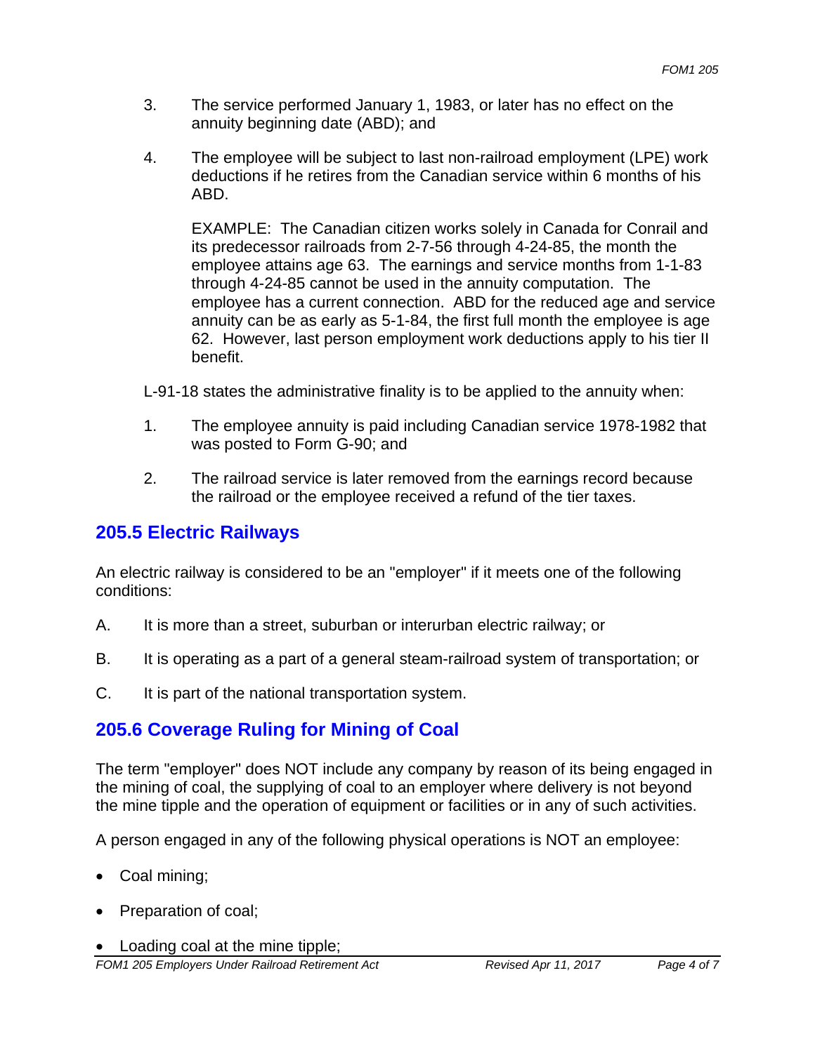3. The service performed January 1, 1983, or later has no effect on the annuity beginning date (ABD); and

4. The employee will be subject to last non-railroad employment (LPE) work deductions if he retires from the Canadian service within 6 months of his ABD.

   EXAMPLE: The Canadian citizen works solely in Canada for Conrail and its predecessor railroads from 2-7-56 through 4-24-85, the month the employee attains age 63. The earnings and service months from 1-1-83 through 4-24-85 cannot be used in the annuity computation. The employee has a current connection. ABD for the reduced age and service annuity can be as early as 5-1-84, the first full month the employee is age 62. However, last person employment work deductions apply to his tier II benefit.

L-91-18 states the administrative finality is to be applied to the annuity when:

1. The employee annuity is paid including Canadian service 1978-1982 that was posted to Form G-90; and

2. The railroad service is later removed from the earnings record because the railroad or the employee received a refund of the tier taxes.

## 205.5 Electric Railways

An electric railway is considered to be an "employer" if it meets one of the following conditions:

A. It is more than a street, suburban or interurban electric railway; or

B. It is operating as a part of a general steam-railroad system of transportation; or

C. It is part of the national transportation system.

## 205.6 Coverage Ruling for Mining of Coal

The term "employer" does NOT include any company by reason of its being engaged in the mining of coal, the supplying of coal to an employer where delivery is not beyond the mine tipple and the operation of equipment or facilities or in any of such activities.

A person engaged in any of the following physical operations is NOT an employee:

- Coal mining;
- Preparation of coal;
- Loading coal at the mine tipple;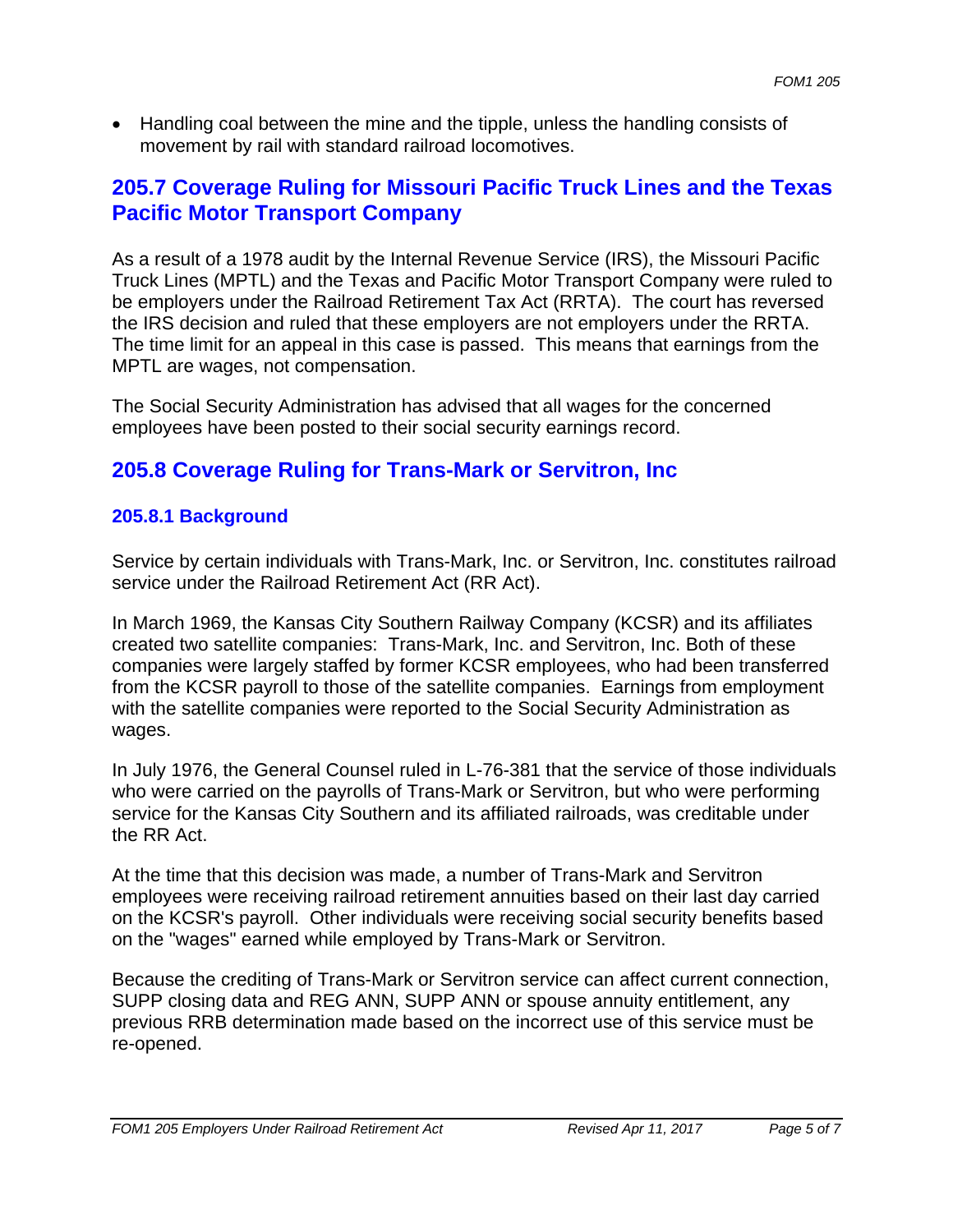- Handling coal between the mine and the tipple, unless the handling consists of movement by rail with standard railroad locomotives.

## 205.7 Coverage Ruling for Missouri Pacific Truck Lines and the Texas Pacific Motor Transport Company

As a result of a 1978 audit by the Internal Revenue Service (IRS), the Missouri Pacific Truck Lines (MPTL) and the Texas and Pacific Motor Transport Company were ruled to be employers under the Railroad Retirement Tax Act (RRTA). The court has reversed the IRS decision and ruled that these employers are not employers under the RRTA. The time limit for an appeal in this case is passed. This means that earnings from the MPTL are wages, not compensation.

The Social Security Administration has advised that all wages for the concerned employees have been posted to their social security earnings record.

## 205.8 Coverage Ruling for Trans-Mark or Servitron, Inc

### 205.8.1 Background

Service by certain individuals with Trans-Mark, Inc. or Servitron, Inc. constitutes railroad service under the Railroad Retirement Act (RR Act).

In March 1969, the Kansas City Southern Railway Company (KCSR) and its affiliates created two satellite companies: Trans-Mark, Inc. and Servitron, Inc. Both of these companies were largely staffed by former KCSR employees, who had been transferred from the KCSR payroll to those of the satellite companies. Earnings from employment with the satellite companies were reported to the Social Security Administration as wages.

In July 1976, the General Counsel ruled in L-76-381 that the service of those individuals who were carried on the payrolls of Trans-Mark or Servitron, but who were performing service for the Kansas City Southern and its affiliated railroads, was creditable under the RR Act.

At the time that this decision was made, a number of Trans-Mark and Servitron employees were receiving railroad retirement annuities based on their last day carried on the KCSR's payroll. Other individuals were receiving social security benefits based on the "wages" earned while employed by Trans-Mark or Servitron.

Because the crediting of Trans-Mark or Servitron service can affect current connection, SUPP closing data and REG ANN, SUPP ANN or spouse annuity entitlement, any previous RRB determination made based on the incorrect use of this service must be re-opened.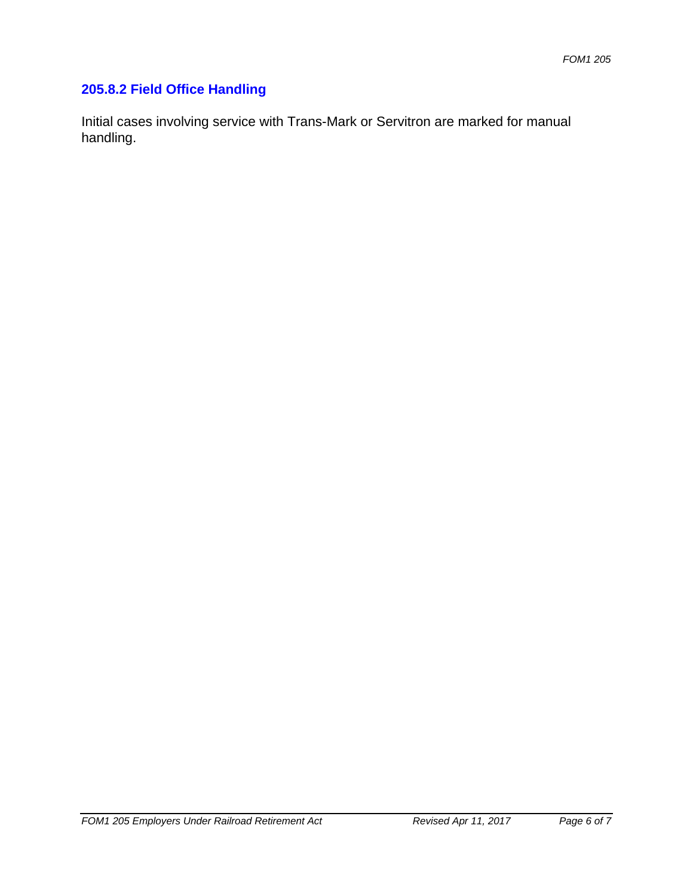### 205.8.2 Field Office Handling

Initial cases involving service with Trans-Mark or Servitron are marked for manual handling.